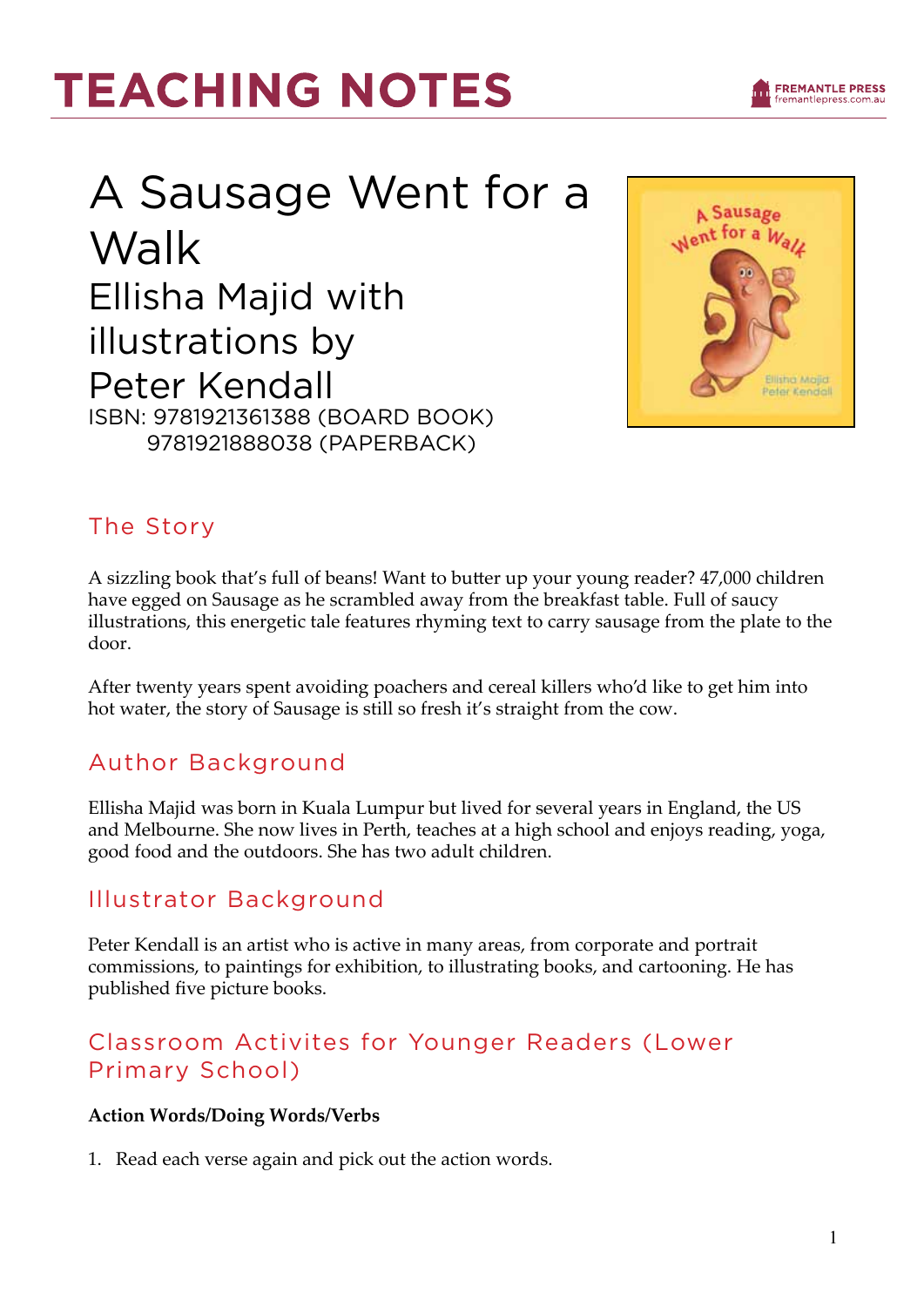# TEACHING NOTES

FREMANTLE PRESS
fremantlepress.com.au

# A Sausage Went for a Walk

## Ellisha Majid with illustrations by Peter Kendall

ISBN: 9781921361388 (BOARD BOOK)
9781921888038 (PAPERBACK)

## The Story

A sizzling book that's full of beans! Want to butter up your young reader? 47,000 children have egged on Sausage as he scrambled away from the breakfast table. Full of saucy illustrations, this energetic tale features rhyming text to carry sausage from the plate to the door.

After twenty years spent avoiding poachers and cereal killers who'd like to get him into hot water, the story of Sausage is still so fresh it's straight from the cow.

## Author Background

Ellisha Majid was born in Kuala Lumpur but lived for several years in England, the US and Melbourne. She now lives in Perth, teaches at a high school and enjoys reading, yoga, good food and the outdoors. She has two adult children.

## Illustrator Background

Peter Kendall is an artist who is active in many areas, from corporate and portrait commissions, to paintings for exhibition, to illustrating books, and cartooning. He has published five picture books.

## Classroom Activites for Younger Readers (Lower Primary School)

**Action Words/Doing Words/Verbs**

1. Read each verse again and pick out the action words.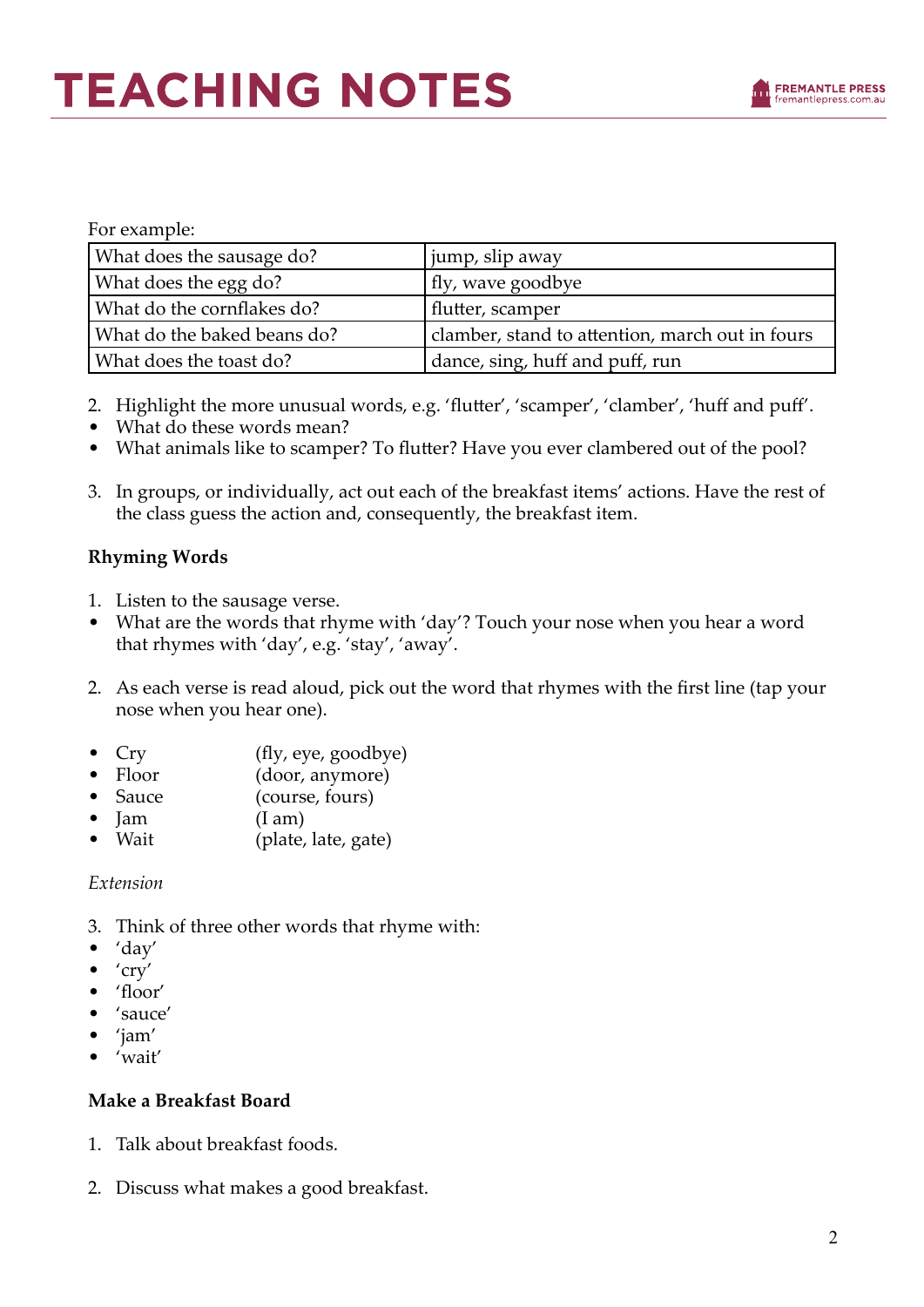For example:

| What does the sausage do? | jump, slip away |
|---|---|
| What does the egg do? | fly, wave goodbye |
| What do the cornflakes do? | flutter, scamper |
| What do the baked beans do? | clamber, stand to attention, march out in fours |
| What does the toast do? | dance, sing, huff and puff, run |

2. Highlight the more unusual words, e.g. 'flutter', 'scamper', 'clamber', 'huff and puff'.
- What do these words mean?
- What animals like to scamper? To flutter? Have you ever clambered out of the pool?

3. In groups, or individually, act out each of the breakfast items' actions. Have the rest of the class guess the action and, consequently, the breakfast item.

**Rhyming Words**

1. Listen to the sausage verse.
- What are the words that rhyme with 'day'? Touch your nose when you hear a word that rhymes with 'day', e.g. 'stay', 'away'.

2. As each verse is read aloud, pick out the word that rhymes with the first line (tap your nose when you hear one).

- Cry (fly, eye, goodbye)
- Floor (door, anymore)
- Sauce (course, fours)
- Jam (I am)
- Wait (plate, late, gate)

*Extension*

3. Think of three other words that rhyme with:
- 'day'
- 'cry'
- 'floor'
- 'sauce'
- 'jam'
- 'wait'

**Make a Breakfast Board**

1. Talk about breakfast foods.

2. Discuss what makes a good breakfast.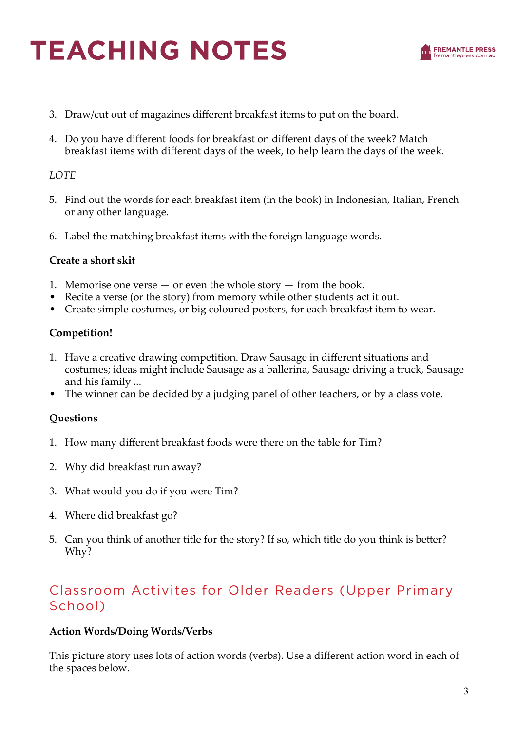3. Draw/cut out of magazines different breakfast items to put on the board.

4. Do you have different foods for breakfast on different days of the week? Match breakfast items with different days of the week, to help learn the days of the week.

*LOTE*

5. Find out the words for each breakfast item (in the book) in Indonesian, Italian, French or any other language.

6. Label the matching breakfast items with the foreign language words.

**Create a short skit**

1. Memorise one verse — or even the whole story — from the book.

- Recite a verse (or the story) from memory while other students act it out.
- Create simple costumes, or big coloured posters, for each breakfast item to wear.

**Competition!**

1. Have a creative drawing competition. Draw Sausage in different situations and costumes; ideas might include Sausage as a ballerina, Sausage driving a truck, Sausage and his family ...

- The winner can be decided by a judging panel of other teachers, or by a class vote.

**Questions**

1. How many different breakfast foods were there on the table for Tim?

2. Why did breakfast run away?

3. What would you do if you were Tim?

4. Where did breakfast go?

5. Can you think of another title for the story? If so, which title do you think is better? Why?

## Classroom Activites for Older Readers (Upper Primary School)

**Action Words/Doing Words/Verbs**

This picture story uses lots of action words (verbs). Use a different action word in each of the spaces below.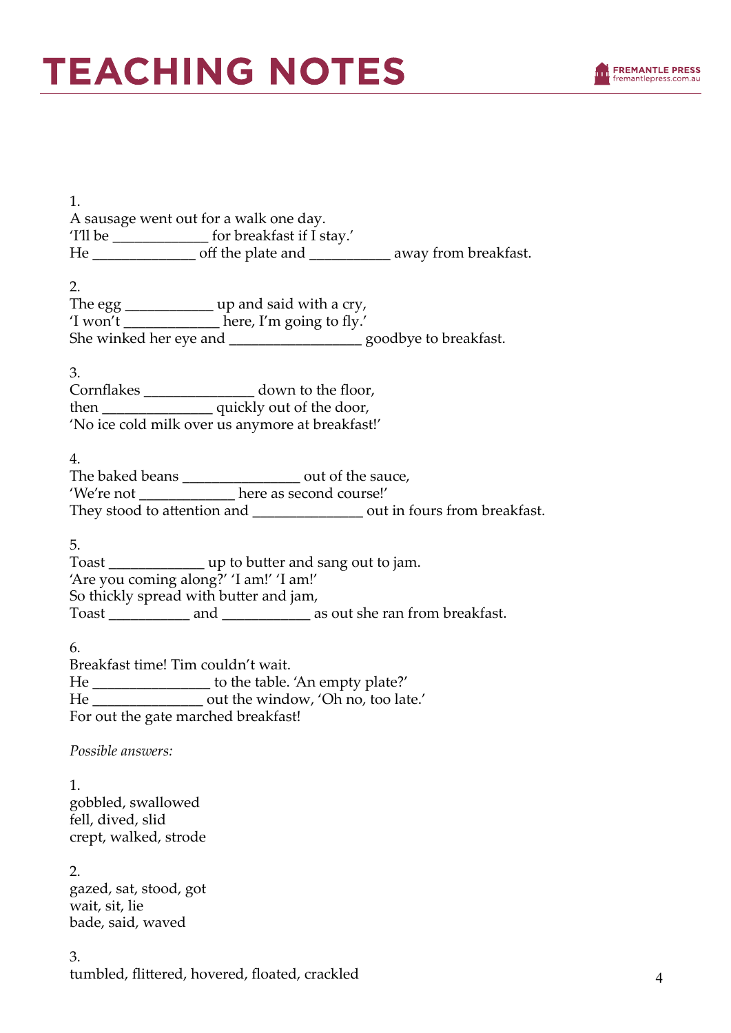# TEACHING NOTES

1.
A sausage went out for a walk one day.
'I'll be ____________ for breakfast if I stay.'
He _____________ off the plate and __________ away from breakfast.

2.
The egg ___________ up and said with a cry,
'I won't ____________ here, I'm going to fly.'
She winked her eye and ________________ goodbye to breakfast.

3.
Cornflakes ______________ down to the floor,
then ______________ quickly out of the door,
'No ice cold milk over us anymore at breakfast!'

4.
The baked beans _______________ out of the sauce,
'We're not ____________ here as second course!'
They stood to attention and ______________ out in fours from breakfast.

5.
Toast ____________ up to butter and sang out to jam.
'Are you coming along?' 'I am!' 'I am!'
So thickly spread with butter and jam,
Toast __________ and ___________ as out she ran from breakfast.

6.
Breakfast time! Tim couldn't wait.
He _______________ to the table. 'An empty plate?'
He ______________ out the window, 'Oh no, too late.'
For out the gate marched breakfast!

*Possible answers:*

1.
gobbled, swallowed
fell, dived, slid
crept, walked, strode

2.
gazed, sat, stood, got
wait, sit, lie
bade, said, waved

3.
tumbled, flittered, hovered, floated, crackled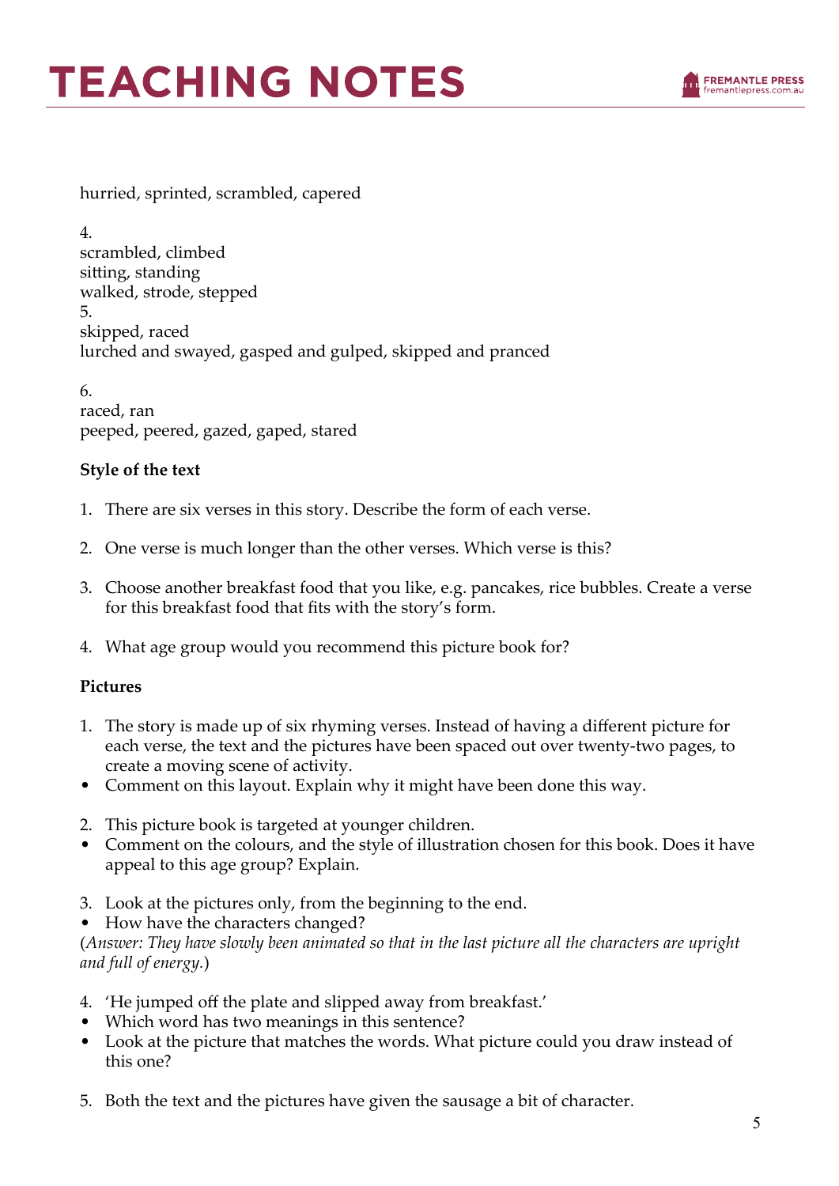hurried, sprinted, scrambled, capered

4.
scrambled, climbed
sitting, standing
walked, strode, stepped
5.
skipped, raced
lurched and swayed, gasped and gulped, skipped and pranced

6.
raced, ran
peeped, peered, gazed, gaped, stared

**Style of the text**

1. There are six verses in this story. Describe the form of each verse.

2. One verse is much longer than the other verses. Which verse is this?

3. Choose another breakfast food that you like, e.g. pancakes, rice bubbles. Create a verse for this breakfast food that fits with the story's form.

4. What age group would you recommend this picture book for?

**Pictures**

1. The story is made up of six rhyming verses. Instead of having a different picture for each verse, the text and the pictures have been spaced out over twenty-two pages, to create a moving scene of activity.
- Comment on this layout. Explain why it might have been done this way.

2. This picture book is targeted at younger children.
- Comment on the colours, and the style of illustration chosen for this book. Does it have appeal to this age group? Explain.

3. Look at the pictures only, from the beginning to the end.
- How have the characters changed?

(*Answer: They have slowly been animated so that in the last picture all the characters are upright and full of energy.*)

4. 'He jumped off the plate and slipped away from breakfast.'
- Which word has two meanings in this sentence?
- Look at the picture that matches the words. What picture could you draw instead of this one?

5. Both the text and the pictures have given the sausage a bit of character.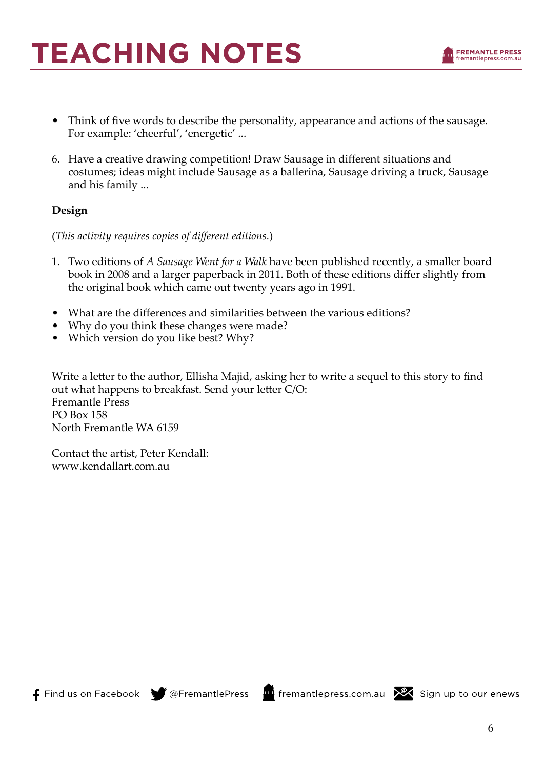- Think of five words to describe the personality, appearance and actions of the sausage. For example: 'cheerful', 'energetic' ...

6. Have a creative drawing competition! Draw Sausage in different situations and costumes; ideas might include Sausage as a ballerina, Sausage driving a truck, Sausage and his family ...

**Design**

(*This activity requires copies of different editions.*)

1. Two editions of *A Sausage Went for a Walk* have been published recently, a smaller board book in 2008 and a larger paperback in 2011. Both of these editions differ slightly from the original book which came out twenty years ago in 1991.

- What are the differences and similarities between the various editions?
- Why do you think these changes were made?
- Which version do you like best? Why?

Write a letter to the author, Ellisha Majid, asking her to write a sequel to this story to find out what happens to breakfast. Send your letter C/O:
Fremantle Press
PO Box 158
North Fremantle WA 6159

Contact the artist, Peter Kendall:
www.kendallart.com.au